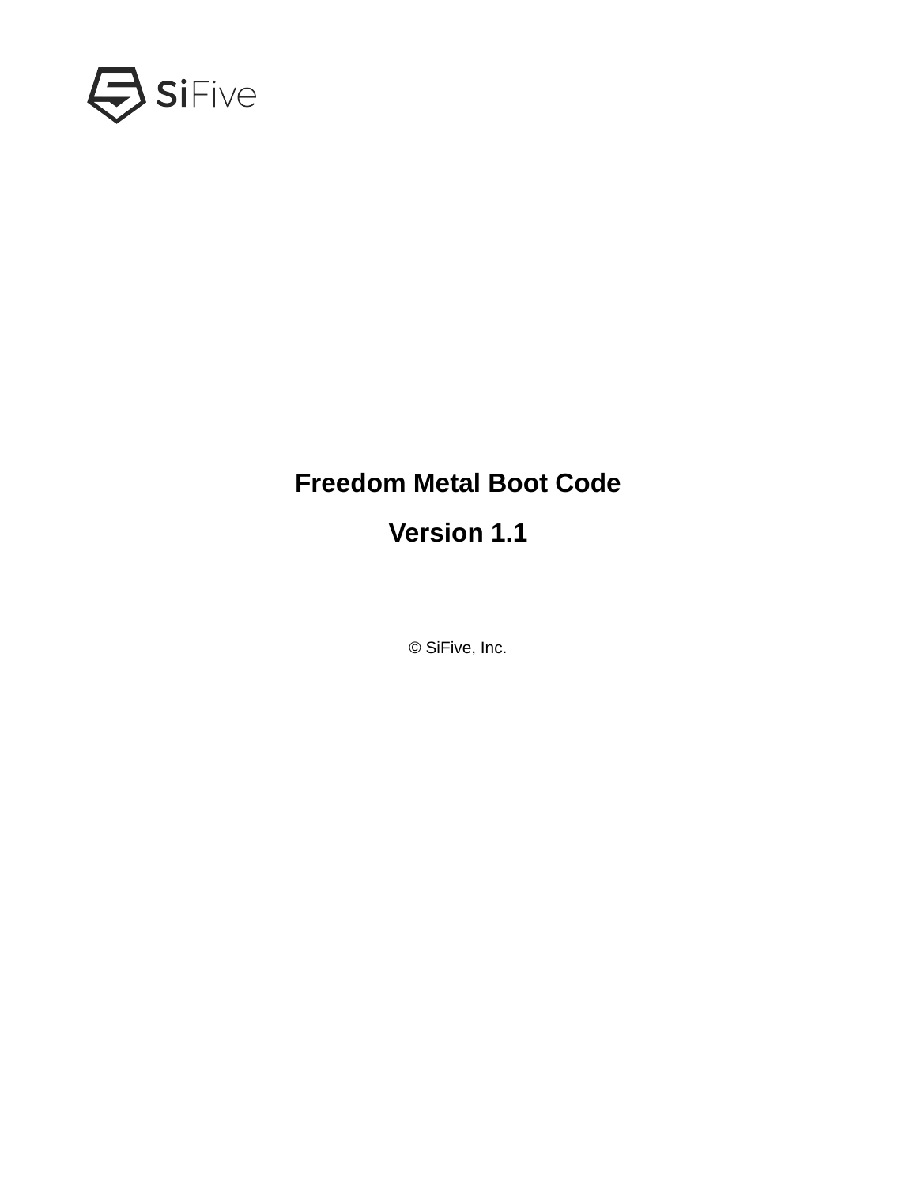SiFive

# Freedom Metal Boot Code

## Version 1.1

© SiFive, Inc.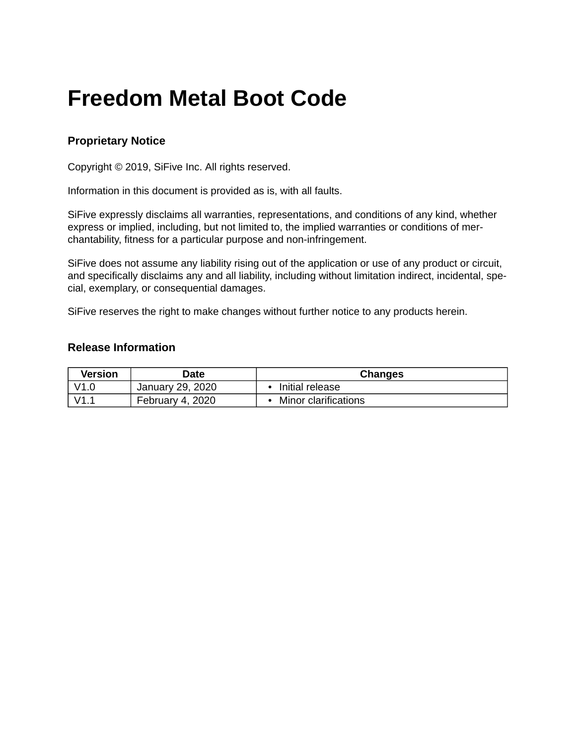# Freedom Metal Boot Code

### Proprietary Notice

Copyright © 2019, SiFive Inc. All rights reserved.

Information in this document is provided as is, with all faults.

SiFive expressly disclaims all warranties, representations, and conditions of any kind, whether express or implied, including, but not limited to, the implied warranties or conditions of merchantability, fitness for a particular purpose and non-infringement.

SiFive does not assume any liability rising out of the application or use of any product or circuit, and specifically disclaims any and all liability, including without limitation indirect, incidental, special, exemplary, or consequential damages.

SiFive reserves the right to make changes without further notice to any products herein.

### Release Information

| Version | Date | Changes |
| --- | --- | --- |
| V1.0 | January 29, 2020 | • Initial release |
| V1.1 | February 4, 2020 | • Minor clarifications |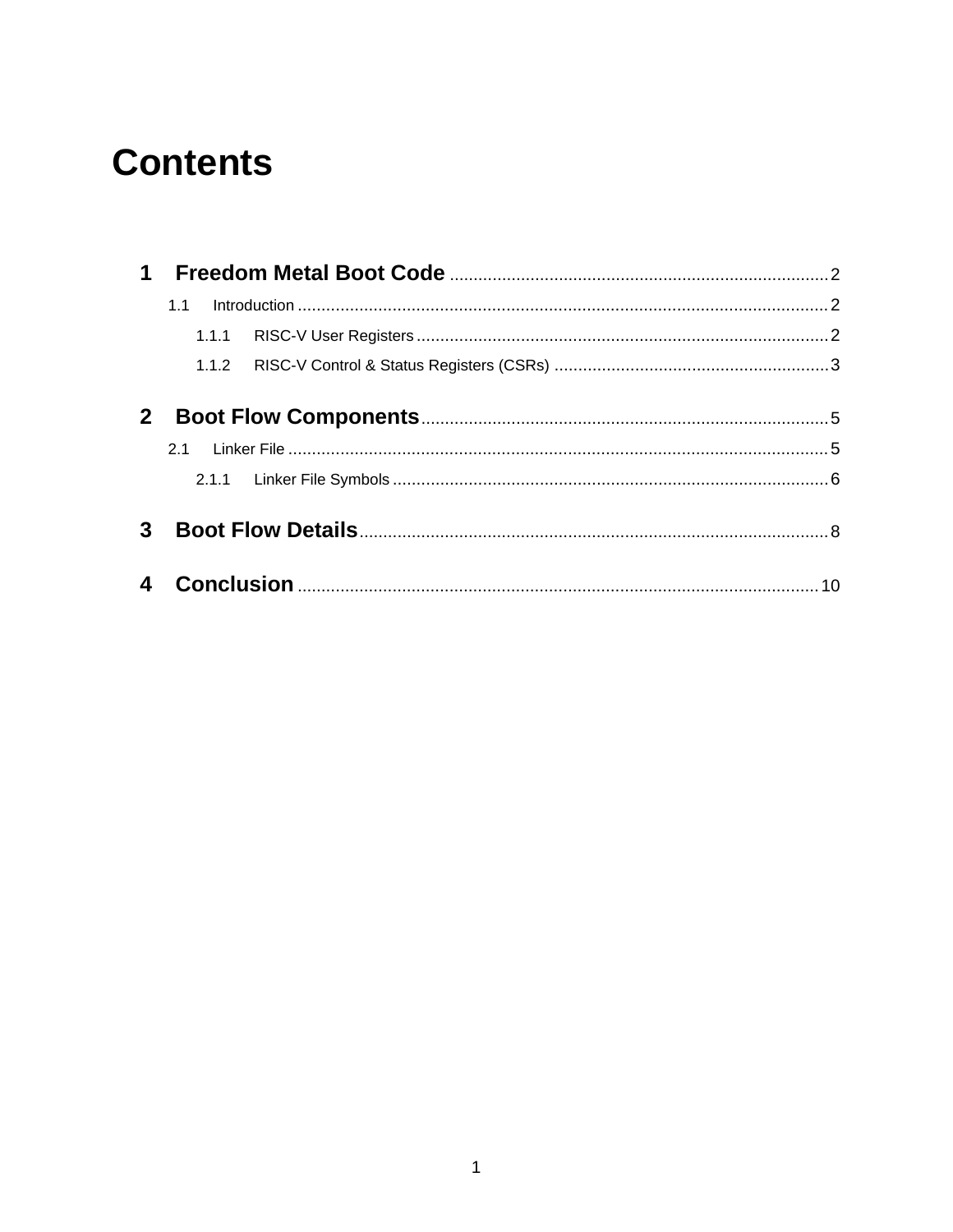# Contents

1 Freedom Metal Boot Code ............................................................................... 2
  1.1 Introduction ............................................................................................. 2
    1.1.1 RISC-V User Registers ...................................................................... 2
    1.1.2 RISC-V Control & Status Registers (CSRs) ......................................... 3

2 Boot Flow Components ..................................................................................... 5
  2.1 Linker File ................................................................................................ 5
    2.1.1 Linker File Symbols ........................................................................... 6

3 Boot Flow Details .............................................................................................. 8

4 Conclusion ...................................................................................................... 10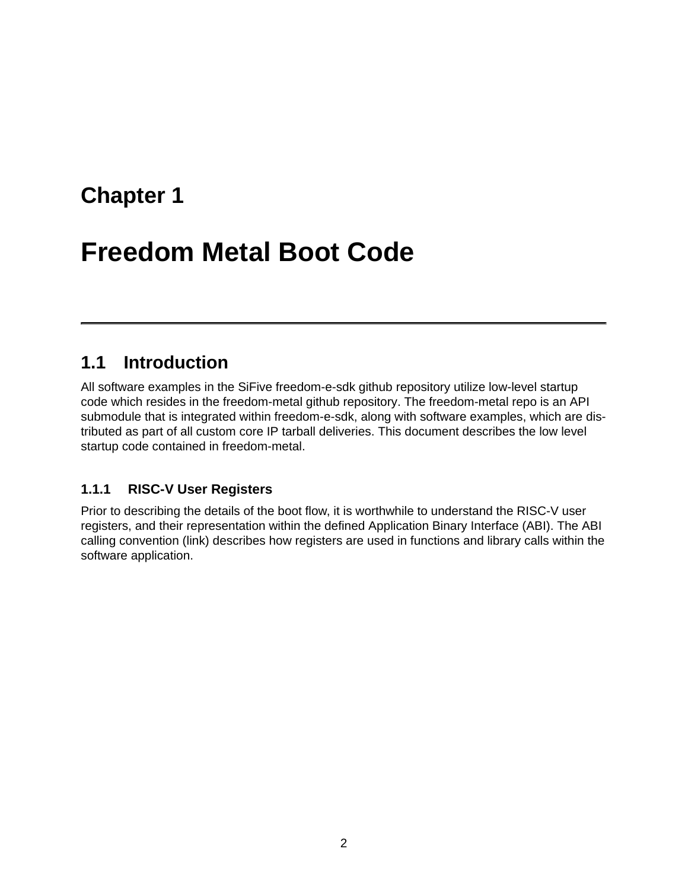# Chapter 1

# Freedom Metal Boot Code

---

## 1.1 Introduction

All software examples in the SiFive freedom-e-sdk github repository utilize low-level startup code which resides in the freedom-metal github repository. The freedom-metal repo is an API submodule that is integrated within freedom-e-sdk, along with software examples, which are distributed as part of all custom core IP tarball deliveries. This document describes the low level startup code contained in freedom-metal.

### 1.1.1 RISC-V User Registers

Prior to describing the details of the boot flow, it is worthwhile to understand the RISC-V user registers, and their representation within the defined Application Binary Interface (ABI). The ABI calling convention (link) describes how registers are used in functions and library calls within the software application.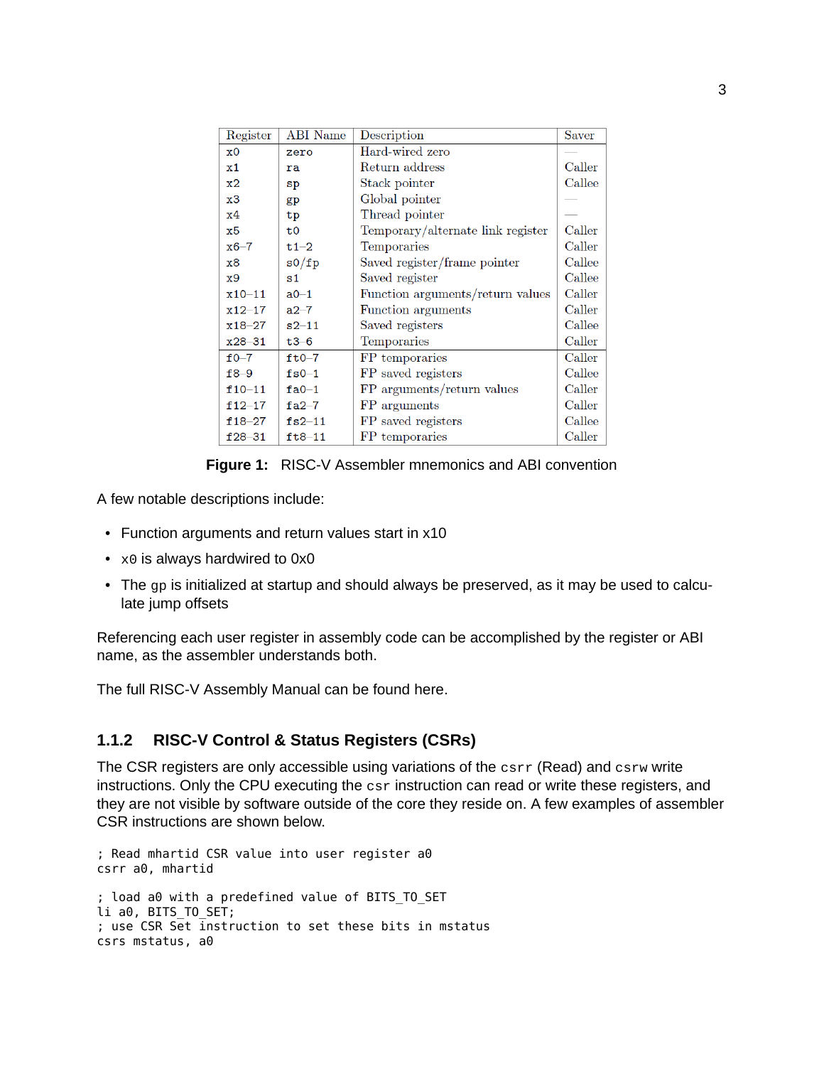| Register | ABI Name | Description | Saver |
| --- | --- | --- | --- |
| x0 | zero | Hard-wired zero | — |
| x1 | ra | Return address | Caller |
| x2 | sp | Stack pointer | Callee |
| x3 | gp | Global pointer | — |
| x4 | tp | Thread pointer | — |
| x5 | t0 | Temporary/alternate link register | Caller |
| x6–7 | t1–2 | Temporaries | Caller |
| x8 | s0/fp | Saved register/frame pointer | Callee |
| x9 | s1 | Saved register | Callee |
| x10–11 | a0–1 | Function arguments/return values | Caller |
| x12–17 | a2–7 | Function arguments | Caller |
| x18–27 | s2–11 | Saved registers | Callee |
| x28–31 | t3–6 | Temporaries | Caller |
| f0–7 | ft0–7 | FP temporaries | Caller |
| f8–9 | fs0–1 | FP saved registers | Callee |
| f10–11 | fa0–1 | FP arguments/return values | Caller |
| f12–17 | fa2–7 | FP arguments | Caller |
| f18–27 | fs2–11 | FP saved registers | Callee |
| f28–31 | ft8–11 | FP temporaries | Caller |

**Figure 1:** RISC-V Assembler mnemonics and ABI convention

A few notable descriptions include:

- Function arguments and return values start in x10
- `x0` is always hardwired to 0x0
- The `gp` is initialized at startup and should always be preserved, as it may be used to calculate jump offsets

Referencing each user register in assembly code can be accomplished by the register or ABI name, as the assembler understands both.

The full RISC-V Assembly Manual can be found here.

### 1.1.2 RISC-V Control & Status Registers (CSRs)

The CSR registers are only accessible using variations of the `csrr` (Read) and `csrw` write instructions. Only the CPU executing the `csr` instruction can read or write these registers, and they are not visible by software outside of the core they reside on. A few examples of assembler CSR instructions are shown below.

```
; Read mhartid CSR value into user register a0
csrr a0, mhartid

; load a0 with a predefined value of BITS_TO_SET
li a0, BITS_TO_SET;
; use CSR Set instruction to set these bits in mstatus
csrs mstatus, a0
```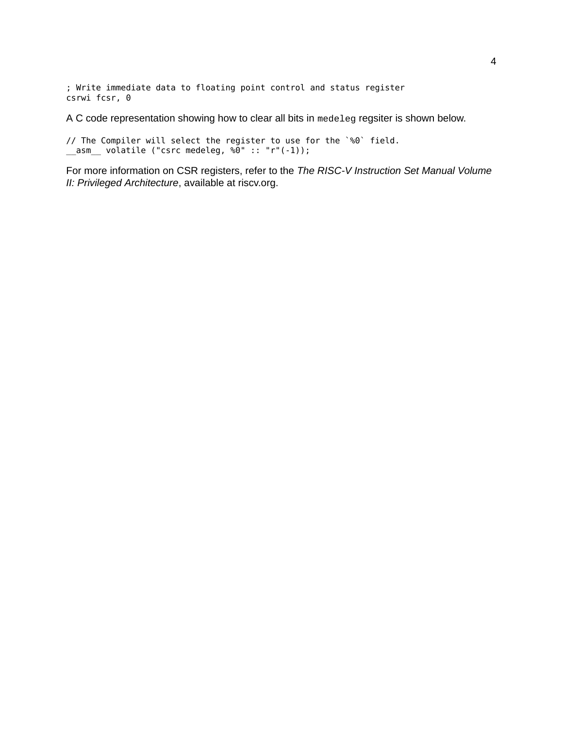```
; Write immediate data to floating point control and status register
csrwi fcsr, 0
```

A C code representation showing how to clear all bits in `medeleg` regsiter is shown below.

```
// The Compiler will select the register to use for the `%0` field.
__asm__ volatile ("csrc medeleg, %0" :: "r"(-1));
```

For more information on CSR registers, refer to the *The RISC-V Instruction Set Manual Volume II: Privileged Architecture*, available at riscv.org.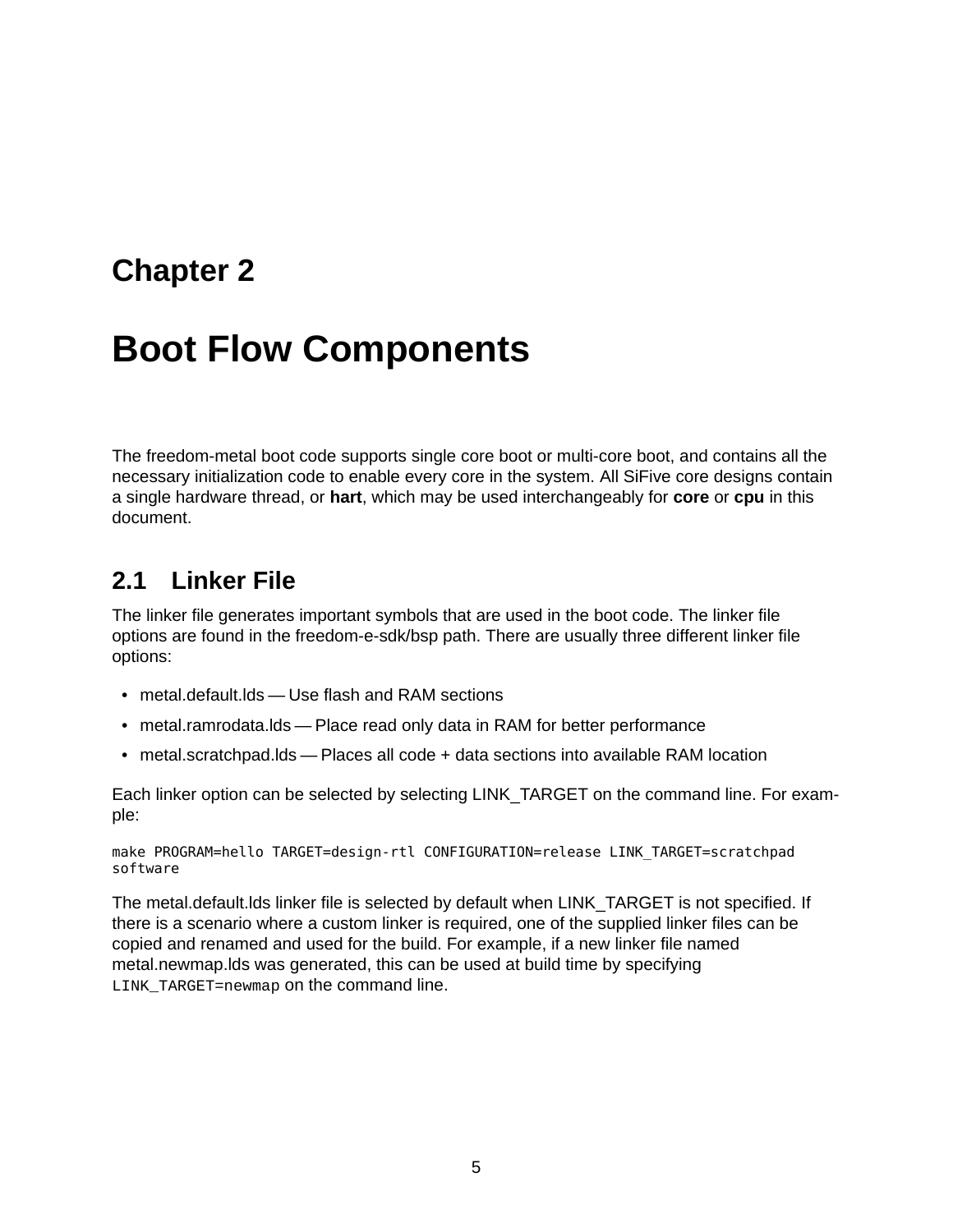# Chapter 2

# Boot Flow Components

The freedom-metal boot code supports single core boot or multi-core boot, and contains all the necessary initialization code to enable every core in the system. All SiFive core designs contain a single hardware thread, or **hart**, which may be used interchangeably for **core** or **cpu** in this document.

## 2.1 Linker File

The linker file generates important symbols that are used in the boot code. The linker file options are found in the freedom-e-sdk/bsp path. There are usually three different linker file options:

- metal.default.lds — Use flash and RAM sections
- metal.ramrodata.lds — Place read only data in RAM for better performance
- metal.scratchpad.lds — Places all code + data sections into available RAM location

Each linker option can be selected by selecting LINK_TARGET on the command line. For example:

```
make PROGRAM=hello TARGET=design-rtl CONFIGURATION=release LINK_TARGET=scratchpad
software
```

The metal.default.lds linker file is selected by default when LINK_TARGET is not specified. If there is a scenario where a custom linker is required, one of the supplied linker files can be copied and renamed and used for the build. For example, if a new linker file named metal.newmap.lds was generated, this can be used at build time by specifying `LINK_TARGET=newmap` on the command line.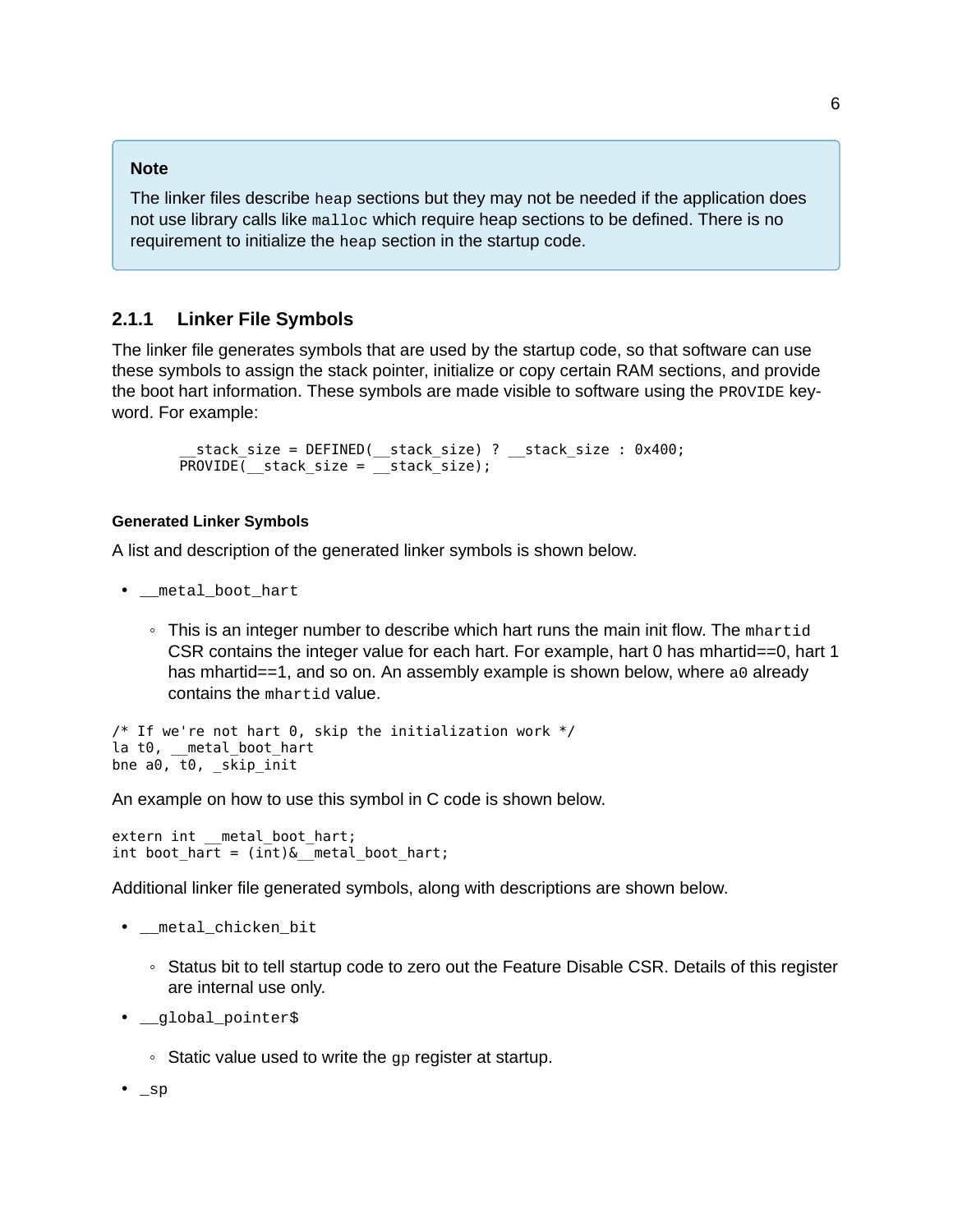> **Note**
>
> The linker files describe `heap` sections but they may not be needed if the application does not use library calls like `malloc` which require heap sections to be defined. There is no requirement to initialize the `heap` section in the startup code.

### 2.1.1 Linker File Symbols

The linker file generates symbols that are used by the startup code, so that software can use these symbols to assign the stack pointer, initialize or copy certain RAM sections, and provide the boot hart information. These symbols are made visible to software using the `PROVIDE` keyword. For example:

```
__stack_size = DEFINED(__stack_size) ? __stack_size : 0x400;
PROVIDE(__stack_size = __stack_size);
```

#### Generated Linker Symbols

A list and description of the generated linker symbols is shown below.

- `__metal_boot_hart`
  - This is an integer number to describe which hart runs the main init flow. The `mhartid` CSR contains the integer value for each hart. For example, hart 0 has mhartid==0, hart 1 has mhartid==1, and so on. An assembly example is shown below, where `a0` already contains the `mhartid` value.

```
/* If we're not hart 0, skip the initialization work */
la t0, __metal_boot_hart
bne a0, t0, _skip_init
```

An example on how to use this symbol in C code is shown below.

```
extern int __metal_boot_hart;
int boot_hart = (int)&__metal_boot_hart;
```

Additional linker file generated symbols, along with descriptions are shown below.

- `__metal_chicken_bit`
  - Status bit to tell startup code to zero out the Feature Disable CSR. Details of this register are internal use only.
- `__global_pointer$`
  - Static value used to write the `gp` register at startup.
- `_sp`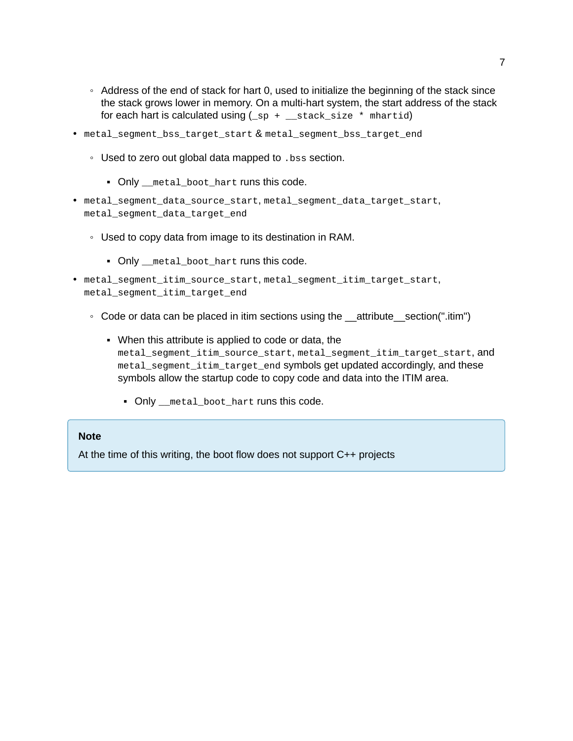- Address of the end of stack for hart 0, used to initialize the beginning of the stack since the stack grows lower in memory. On a multi-hart system, the start address of the stack for each hart is calculated using (`_sp + __stack_size * mhartid`)
- `metal_segment_bss_target_start` & `metal_segment_bss_target_end`
  - Used to zero out global data mapped to `.bss` section.
    - Only `__metal_boot_hart` runs this code.
- `metal_segment_data_source_start`, `metal_segment_data_target_start`, `metal_segment_data_target_end`
  - Used to copy data from image to its destination in RAM.
    - Only `__metal_boot_hart` runs this code.
- `metal_segment_itim_source_start`, `metal_segment_itim_target_start`, `metal_segment_itim_target_end`
  - Code or data can be placed in itim sections using the __attribute__section(".itim")
    - When this attribute is applied to code or data, the `metal_segment_itim_source_start`, `metal_segment_itim_target_start`, and `metal_segment_itim_target_end` symbols get updated accordingly, and these symbols allow the startup code to copy code and data into the ITIM area.
      - Only `__metal_boot_hart` runs this code.

> **Note**
>
> At the time of this writing, the boot flow does not support C++ projects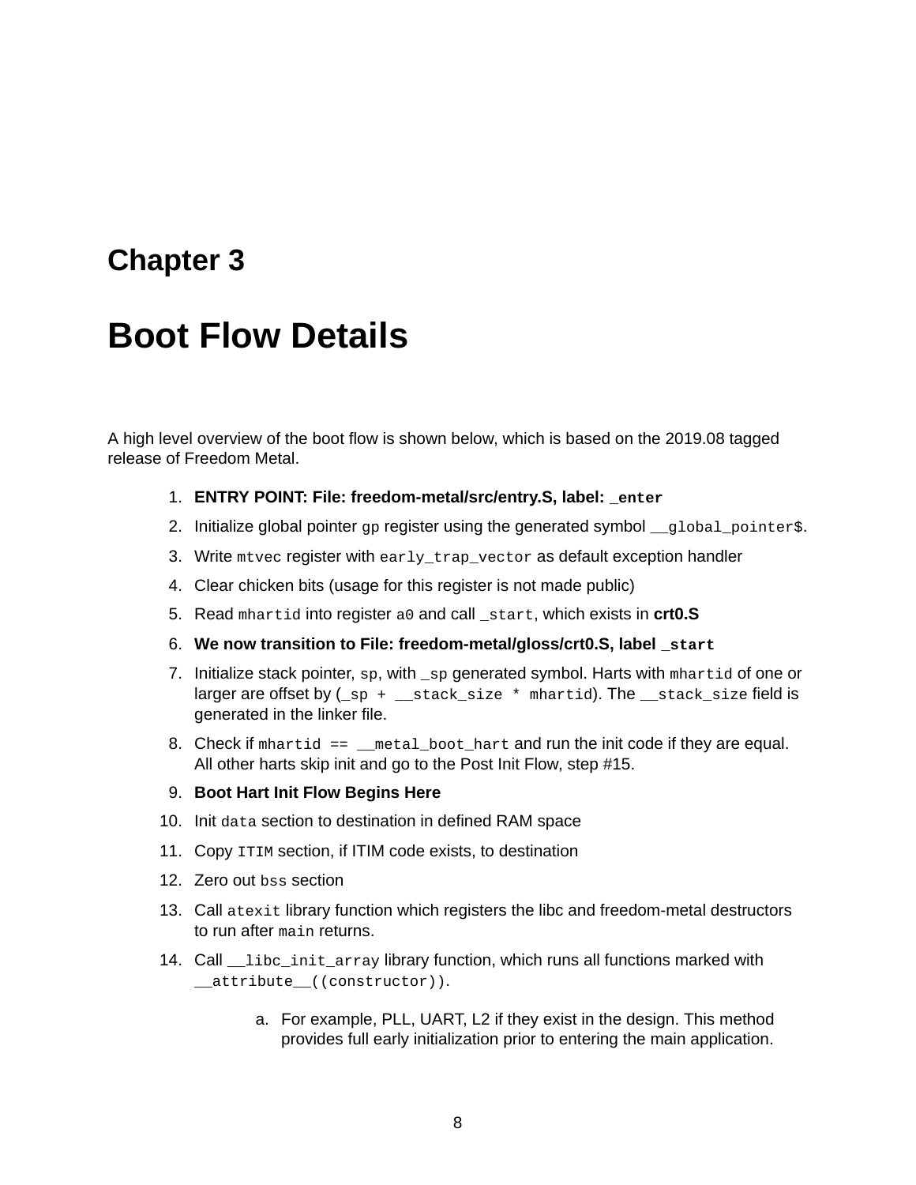# Chapter 3

# Boot Flow Details

A high level overview of the boot flow is shown below, which is based on the 2019.08 tagged release of Freedom Metal.

1. **ENTRY POINT: File: freedom-metal/src/entry.S, label: `_enter`**
2. Initialize global pointer `gp` register using the generated symbol `__global_pointer$`.
3. Write `mtvec` register with `early_trap_vector` as default exception handler
4. Clear chicken bits (usage for this register is not made public)
5. Read `mhartid` into register `a0` and call `_start`, which exists in **crt0.S**
6. **We now transition to File: freedom-metal/gloss/crt0.S, label `_start`**
7. Initialize stack pointer, `sp`, with `_sp` generated symbol. Harts with `mhartid` of one or larger are offset by (`_sp + __stack_size * mhartid`). The `__stack_size` field is generated in the linker file.
8. Check if `mhartid == __metal_boot_hart` and run the init code if they are equal. All other harts skip init and go to the Post Init Flow, step #15.
9. **Boot Hart Init Flow Begins Here**
10. Init `data` section to destination in defined RAM space
11. Copy `ITIM` section, if ITIM code exists, to destination
12. Zero out `bss` section
13. Call `atexit` library function which registers the libc and freedom-metal destructors to run after `main` returns.
14. Call `__libc_init_array` library function, which runs all functions marked with `__attribute__((constructor))`.
    a. For example, PLL, UART, L2 if they exist in the design. This method provides full early initialization prior to entering the main application.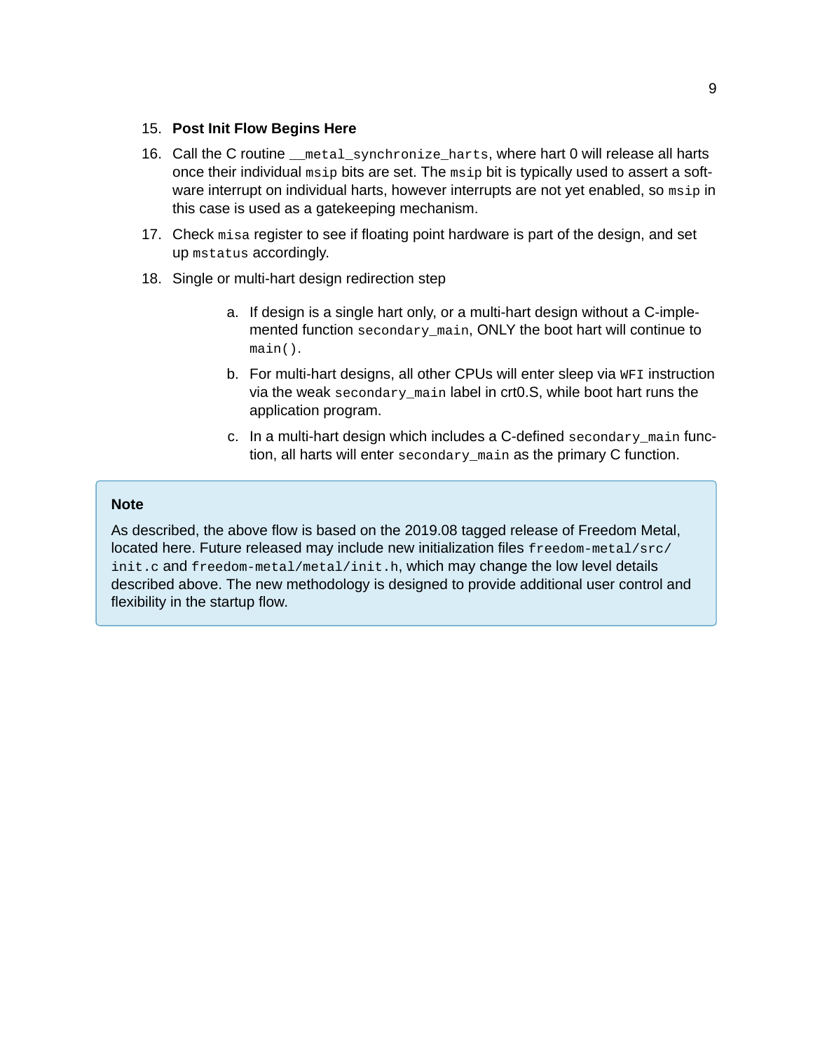15. **Post Init Flow Begins Here**
16. Call the C routine `__metal_synchronize_harts`, where hart 0 will release all harts once their individual `msip` bits are set. The `msip` bit is typically used to assert a software interrupt on individual harts, however interrupts are not yet enabled, so `msip` in this case is used as a gatekeeping mechanism.
17. Check `misa` register to see if floating point hardware is part of the design, and set up `mstatus` accordingly.
18. Single or multi-hart design redirection step

    a. If design is a single hart only, or a multi-hart design without a C-implemented function `secondary_main`, ONLY the boot hart will continue to `main()`.

    b. For multi-hart designs, all other CPUs will enter sleep via `WFI` instruction via the weak `secondary_main` label in crt0.S, while boot hart runs the application program.

    c. In a multi-hart design which includes a C-defined `secondary_main` function, all harts will enter `secondary_main` as the primary C function.

> **Note**
>
> As described, the above flow is based on the 2019.08 tagged release of Freedom Metal, located here. Future released may include new initialization files `freedom-metal/src/init.c` and `freedom-metal/metal/init.h`, which may change the low level details described above. The new methodology is designed to provide additional user control and flexibility in the startup flow.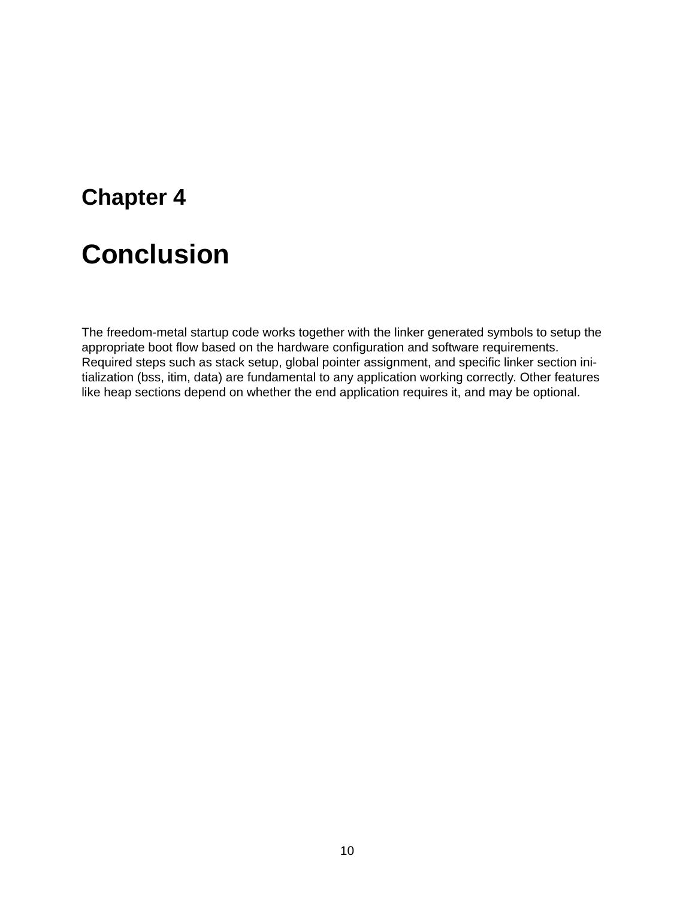# Chapter 4

# Conclusion

The freedom-metal startup code works together with the linker generated symbols to setup the appropriate boot flow based on the hardware configuration and software requirements. Required steps such as stack setup, global pointer assignment, and specific linker section initialization (bss, itim, data) are fundamental to any application working correctly. Other features like heap sections depend on whether the end application requires it, and may be optional.